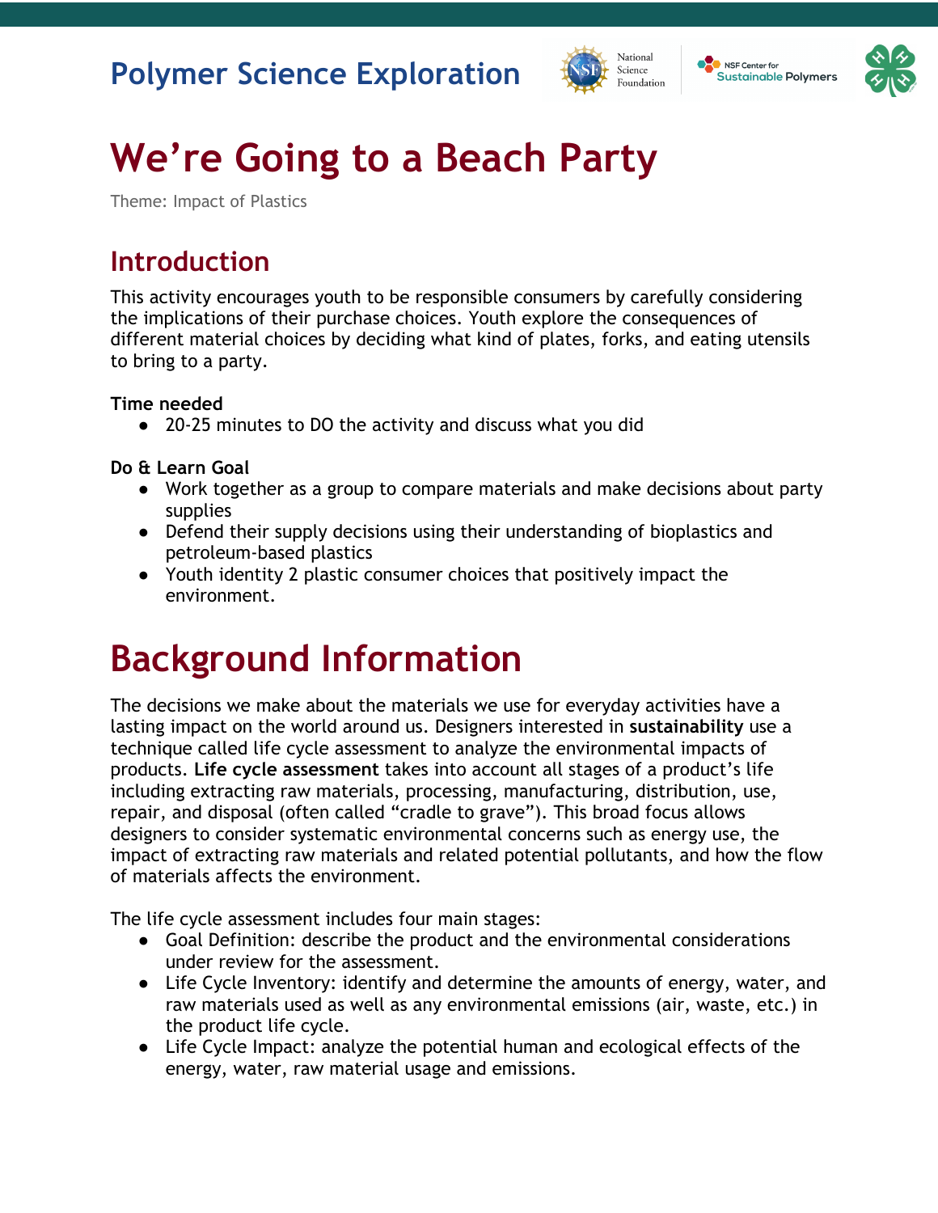Polymer Science Exploration

# We're Going to a Beach Party

Theme: Impact of Plastics

## Introduction

This activity encourages youth to be responsible consumers by carefully considering the implications of their purchase choices. Youth explore the consequences of different material choices by deciding what kind of plates, forks, and eating utensils to bring to a party.

**Time needed**

- 20-25 minutes to DO the activity and discuss what you did

**Do & Learn Goal**

- Work together as a group to compare materials and make decisions about party supplies
- Defend their supply decisions using their understanding of bioplastics and petroleum-based plastics
- Youth identity 2 plastic consumer choices that positively impact the environment.

# Background Information

The decisions we make about the materials we use for everyday activities have a lasting impact on the world around us. Designers interested in **sustainability** use a technique called life cycle assessment to analyze the environmental impacts of products. **Life cycle assessment** takes into account all stages of a product's life including extracting raw materials, processing, manufacturing, distribution, use, repair, and disposal (often called "cradle to grave"). This broad focus allows designers to consider systematic environmental concerns such as energy use, the impact of extracting raw materials and related potential pollutants, and how the flow of materials affects the environment.

The life cycle assessment includes four main stages:

- Goal Definition: describe the product and the environmental considerations under review for the assessment.
- Life Cycle Inventory: identify and determine the amounts of energy, water, and raw materials used as well as any environmental emissions (air, waste, etc.) in the product life cycle.
- Life Cycle Impact: analyze the potential human and ecological effects of the energy, water, raw material usage and emissions.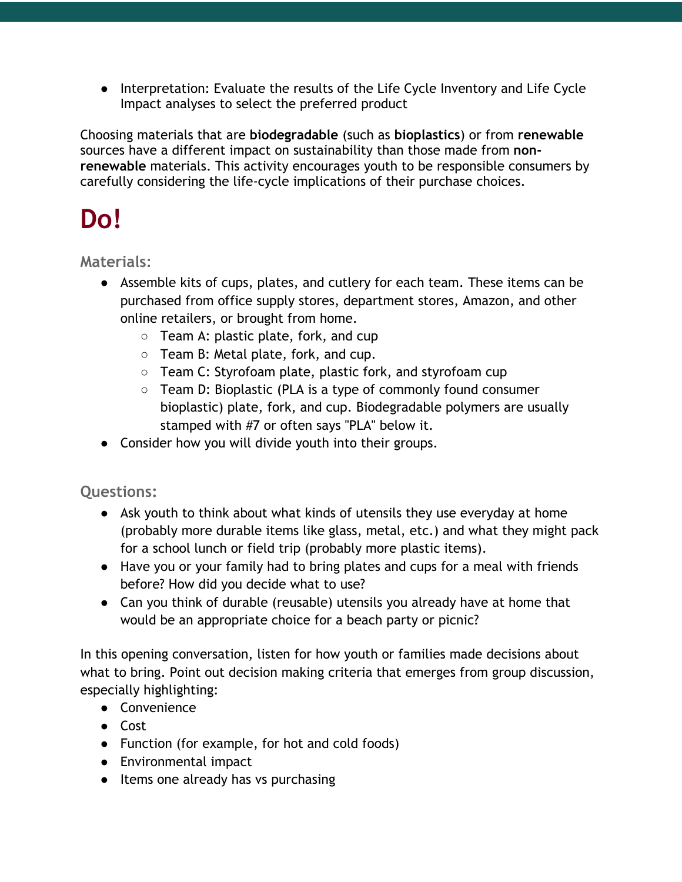- Interpretation: Evaluate the results of the Life Cycle Inventory and Life Cycle Impact analyses to select the preferred product

Choosing materials that are **biodegradable** (such as **bioplastics**) or from **renewable** sources have a different impact on sustainability than those made from **non-renewable** materials. This activity encourages youth to be responsible consumers by carefully considering the life-cycle implications of their purchase choices.

# Do!

### Materials:

- Assemble kits of cups, plates, and cutlery for each team. These items can be purchased from office supply stores, department stores, Amazon, and other online retailers, or brought from home.
    - Team A: plastic plate, fork, and cup
    - Team B: Metal plate, fork, and cup.
    - Team C: Styrofoam plate, plastic fork, and styrofoam cup
    - Team D: Bioplastic (PLA is a type of commonly found consumer bioplastic) plate, fork, and cup. Biodegradable polymers are usually stamped with #7 or often says "PLA" below it.
- Consider how you will divide youth into their groups.

### Questions:

- Ask youth to think about what kinds of utensils they use everyday at home (probably more durable items like glass, metal, etc.) and what they might pack for a school lunch or field trip (probably more plastic items).
- Have you or your family had to bring plates and cups for a meal with friends before? How did you decide what to use?
- Can you think of durable (reusable) utensils you already have at home that would be an appropriate choice for a beach party or picnic?

In this opening conversation, listen for how youth or families made decisions about what to bring. Point out decision making criteria that emerges from group discussion, especially highlighting:

- Convenience
- Cost
- Function (for example, for hot and cold foods)
- Environmental impact
- Items one already has vs purchasing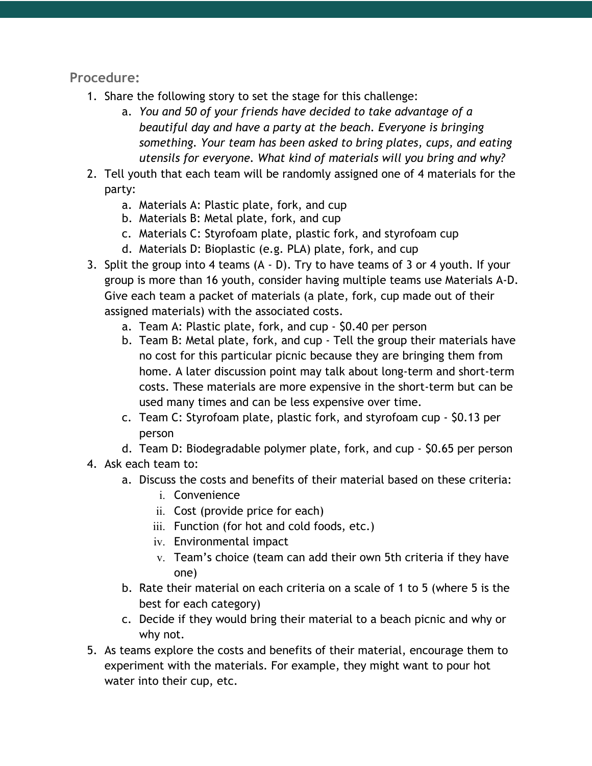**Procedure:**

1. Share the following story to set the stage for this challenge:
    a. *You and 50 of your friends have decided to take advantage of a beautiful day and have a party at the beach. Everyone is bringing something. Your team has been asked to bring plates, cups, and eating utensils for everyone. What kind of materials will you bring and why?*
2. Tell youth that each team will be randomly assigned one of 4 materials for the party:
    a. Materials A: Plastic plate, fork, and cup
    b. Materials B: Metal plate, fork, and cup
    c. Materials C: Styrofoam plate, plastic fork, and styrofoam cup
    d. Materials D: Bioplastic (e.g. PLA) plate, fork, and cup
3. Split the group into 4 teams (A - D). Try to have teams of 3 or 4 youth. If your group is more than 16 youth, consider having multiple teams use Materials A-D. Give each team a packet of materials (a plate, fork, cup made out of their assigned materials) with the associated costs.
    a. Team A: Plastic plate, fork, and cup - $0.40 per person
    b. Team B: Metal plate, fork, and cup - Tell the group their materials have no cost for this particular picnic because they are bringing them from home. A later discussion point may talk about long-term and short-term costs. These materials are more expensive in the short-term but can be used many times and can be less expensive over time.
    c. Team C: Styrofoam plate, plastic fork, and styrofoam cup - $0.13 per person
    d. Team D: Biodegradable polymer plate, fork, and cup - $0.65 per person
4. Ask each team to:
    a. Discuss the costs and benefits of their material based on these criteria:
        i. Convenience
        ii. Cost (provide price for each)
        iii. Function (for hot and cold foods, etc.)
        iv. Environmental impact
        v. Team's choice (team can add their own 5th criteria if they have one)
    b. Rate their material on each criteria on a scale of 1 to 5 (where 5 is the best for each category)
    c. Decide if they would bring their material to a beach picnic and why or why not.
5. As teams explore the costs and benefits of their material, encourage them to experiment with the materials. For example, they might want to pour hot water into their cup, etc.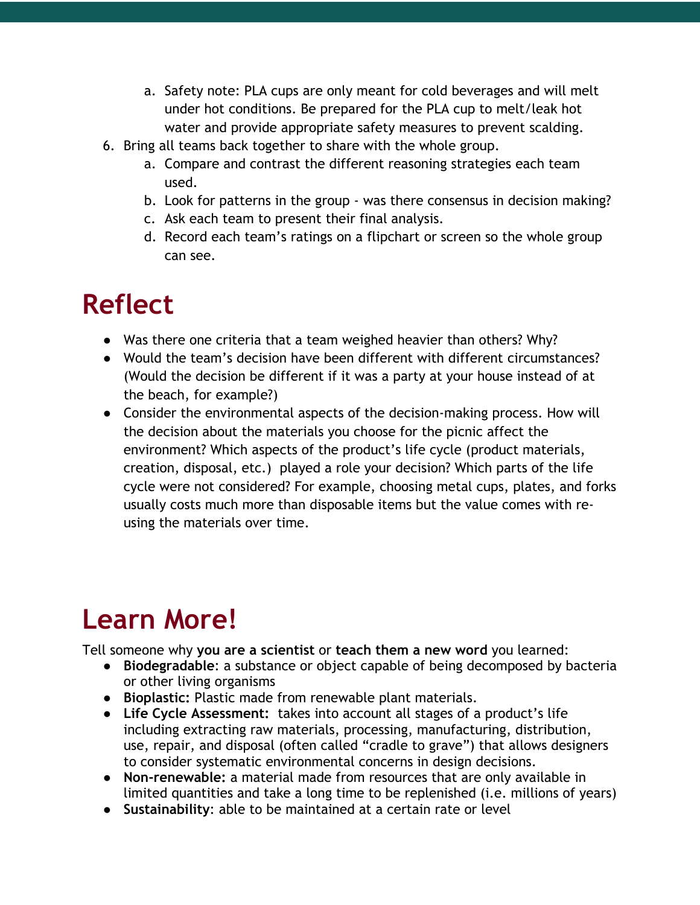a. Safety note: PLA cups are only meant for cold beverages and will melt under hot conditions. Be prepared for the PLA cup to melt/leak hot water and provide appropriate safety measures to prevent scalding.

6. Bring all teams back together to share with the whole group.
    a. Compare and contrast the different reasoning strategies each team used.
    b. Look for patterns in the group - was there consensus in decision making?
    c. Ask each team to present their final analysis.
    d. Record each team's ratings on a flipchart or screen so the whole group can see.

# Reflect

- Was there one criteria that a team weighed heavier than others? Why?
- Would the team's decision have been different with different circumstances? (Would the decision be different if it was a party at your house instead of at the beach, for example?)
- Consider the environmental aspects of the decision-making process. How will the decision about the materials you choose for the picnic affect the environment? Which aspects of the product's life cycle (product materials, creation, disposal, etc.) played a role your decision? Which parts of the life cycle were not considered? For example, choosing metal cups, plates, and forks usually costs much more than disposable items but the value comes with re-using the materials over time.

# Learn More!

Tell someone why **you are a scientist** or **teach them a new word** you learned:

- **Biodegradable**: a substance or object capable of being decomposed by bacteria or other living organisms
- **Bioplastic:** Plastic made from renewable plant materials.
- **Life Cycle Assessment:** takes into account all stages of a product's life including extracting raw materials, processing, manufacturing, distribution, use, repair, and disposal (often called "cradle to grave") that allows designers to consider systematic environmental concerns in design decisions.
- **Non-renewable:** a material made from resources that are only available in limited quantities and take a long time to be replenished (i.e. millions of years)
- **Sustainability**: able to be maintained at a certain rate or level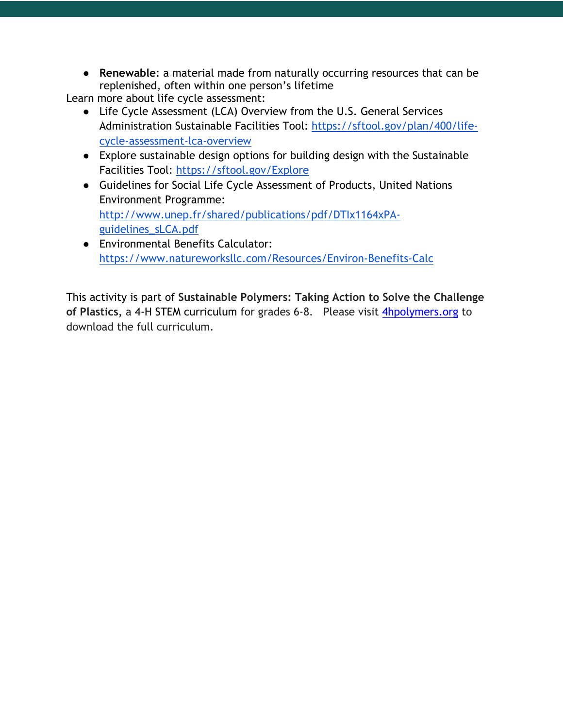- **Renewable**: a material made from naturally occurring resources that can be replenished, often within one person's lifetime

Learn more about life cycle assessment:

- Life Cycle Assessment (LCA) Overview from the U.S. General Services Administration Sustainable Facilities Tool: [https://sftool.gov/plan/400/life-cycle-assessment-lca-overview](https://sftool.gov/plan/400/life-cycle-assessment-lca-overview)
- Explore sustainable design options for building design with the Sustainable Facilities Tool: [https://sftool.gov/Explore](https://sftool.gov/Explore)
- Guidelines for Social Life Cycle Assessment of Products, United Nations Environment Programme: [http://www.unep.fr/shared/publications/pdf/DTIx1164xPA-guidelines_sLCA.pdf](http://www.unep.fr/shared/publications/pdf/DTIx1164xPA-guidelines_sLCA.pdf)
- Environmental Benefits Calculator: [https://www.natureworksllc.com/Resources/Environ-Benefits-Calc](https://www.natureworksllc.com/Resources/Environ-Benefits-Calc)

This activity is part of **Sustainable Polymers: Taking Action to Solve the Challenge of Plastics,** a 4-H STEM curriculum for grades 6-8. Please visit [4hpolymers.org](4hpolymers.org) to download the full curriculum.